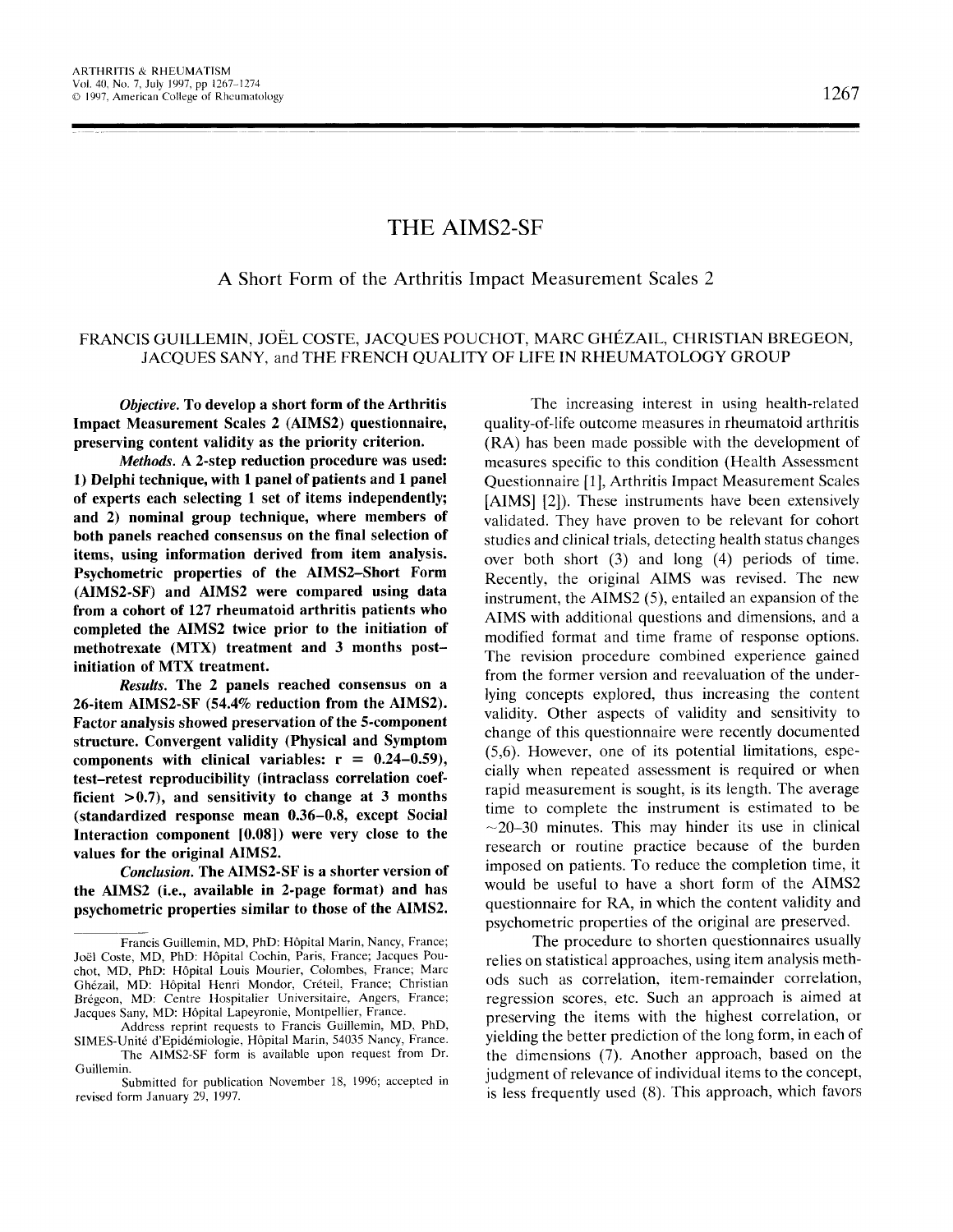# THE AIMS2-SF

## A Short Form of the Arthritis Impact Measurement Scales 2

FRANCIS GUILLEMIN, JOËL COSTE, JACQUES POUCHOT, MARC GHÉZAIL, CHRISTIAN BREGEON, JACQUES SANY, and THE FRENCH QUALITY OF LIFE IN RHEUMATOLOGY GROUP

***Objective.*** **To develop a short form of the Arthritis Impact Measurement Scales 2 (AIMS2) questionnaire, preserving content validity as the priority criterion.**

***Methods.*** **A 2-step reduction procedure was used: 1) Delphi technique, with 1 panel of patients and 1 panel of experts each selecting 1 set of items independently; and 2) nominal group technique, where members of both panels reached consensus on the final selection of items, using information derived from item analysis. Psychometric properties of the AIMS2–Short Form (AIMS2-SF) and AIMS2 were compared using data from a cohort of 127 rheumatoid arthritis patients who completed the AIMS2 twice prior to the initiation of methotrexate (MTX) treatment and 3 months post–initiation of MTX treatment.**

***Results.*** **The 2 panels reached consensus on a 26-item AIMS2-SF (54.4% reduction from the AIMS2). Factor analysis showed preservation of the 5-component structure. Convergent validity (Physical and Symptom components with clinical variables: r = 0.24–0.59), test–retest reproducibility (intraclass correlation coefficient >0.7), and sensitivity to change at 3 months (standardized response mean 0.36–0.8, except Social Interaction component [0.08]) were very close to the values for the original AIMS2.**

***Conclusion.*** **The AIMS2-SF is a shorter version of the AIMS2 (i.e., available in 2-page format) and has psychometric properties similar to those of the AIMS2.**

Francis Guillemin, MD, PhD: Hôpital Marin, Nancy, France; Joël Coste, MD, PhD: Hôpital Cochin, Paris, France; Jacques Pouchot, MD, PhD: Hôpital Louis Mourier, Colombes, France; Marc Ghézail, MD: Hôpital Henri Mondor, Créteil, France; Christian Brégeon, MD: Centre Hospitalier Universitaire, Angers, France; Jacques Sany, MD: Hôpital Lapeyronie, Montpellier, France.

Address reprint requests to Francis Guillemin, MD, PhD, SIMES-Unité d'Epidémiologie, Hôpital Marin, 54035 Nancy, France.

The AIMS2-SF form is available upon request from Dr. Guillemin.

Submitted for publication November 18, 1996; accepted in revised form January 29, 1997.

The increasing interest in using health-related quality-of-life outcome measures in rheumatoid arthritis (RA) has been made possible with the development of measures specific to this condition (Health Assessment Questionnaire [1], Arthritis Impact Measurement Scales [AIMS] [2]). These instruments have been extensively validated. They have proven to be relevant for cohort studies and clinical trials, detecting health status changes over both short (3) and long (4) periods of time. Recently, the original AIMS was revised. The new instrument, the AIMS2 (5), entailed an expansion of the AIMS with additional questions and dimensions, and a modified format and time frame of response options. The revision procedure combined experience gained from the former version and reevaluation of the underlying concepts explored, thus increasing the content validity. Other aspects of validity and sensitivity to change of this questionnaire were recently documented (5,6). However, one of its potential limitations, especially when repeated assessment is required or when rapid measurement is sought, is its length. The average time to complete the instrument is estimated to be ~20–30 minutes. This may hinder its use in clinical research or routine practice because of the burden imposed on patients. To reduce the completion time, it would be useful to have a short form of the AIMS2 questionnaire for RA, in which the content validity and psychometric properties of the original are preserved.

The procedure to shorten questionnaires usually relies on statistical approaches, using item analysis methods such as correlation, item-remainder correlation, regression scores, etc. Such an approach is aimed at preserving the items with the highest correlation, or yielding the better prediction of the long form, in each of the dimensions (7). Another approach, based on the judgment of relevance of individual items to the concept, is less frequently used (8). This approach, which favors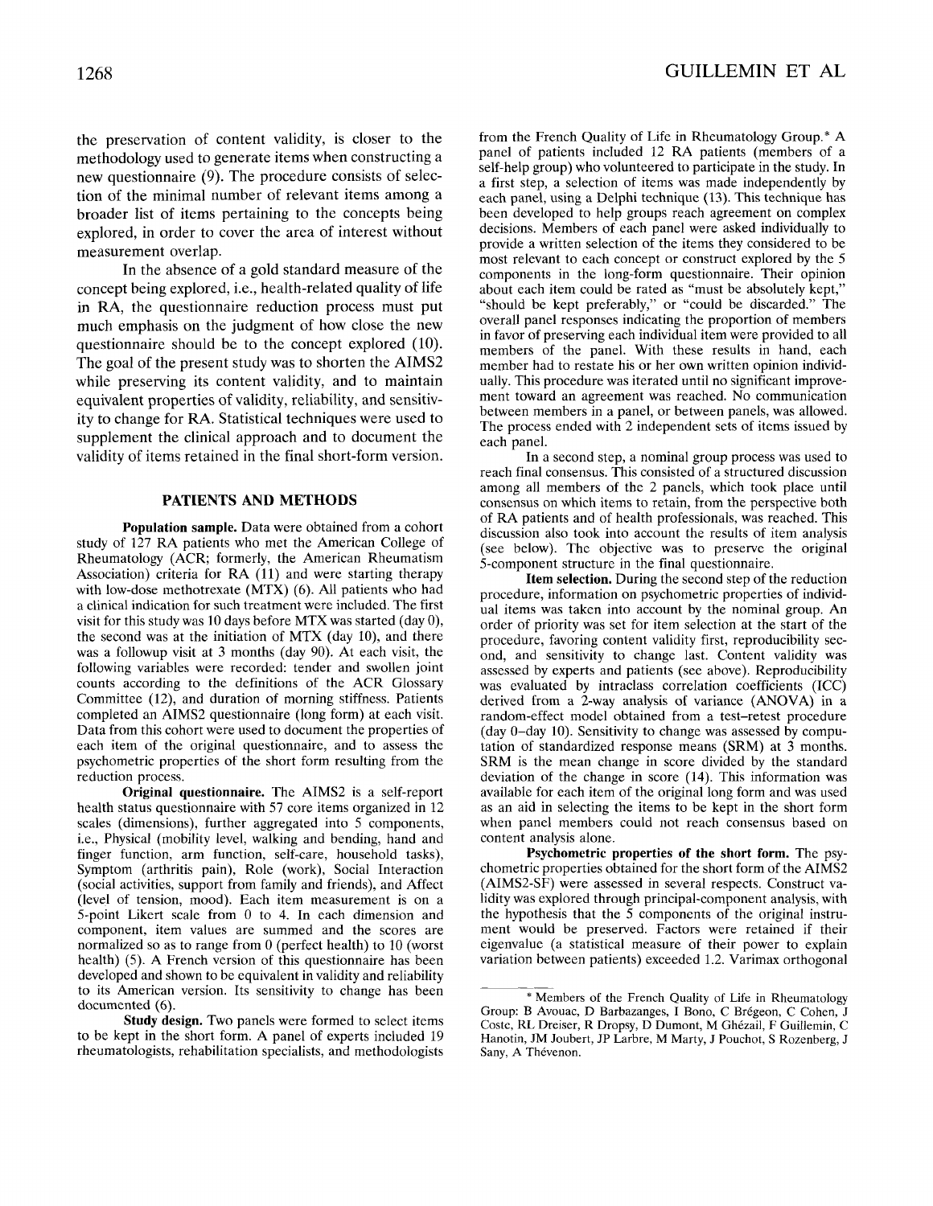the preservation of content validity, is closer to the methodology used to generate items when constructing a new questionnaire (9). The procedure consists of selection of the minimal number of relevant items among a broader list of items pertaining to the concepts being explored, in order to cover the area of interest without measurement overlap.

In the absence of a gold standard measure of the concept being explored, i.e., health-related quality of life in RA, the questionnaire reduction process must put much emphasis on the judgment of how close the new questionnaire should be to the concept explored (10). The goal of the present study was to shorten the AIMS2 while preserving its content validity, and to maintain equivalent properties of validity, reliability, and sensitivity to change for RA. Statistical techniques were used to supplement the clinical approach and to document the validity of items retained in the final short-form version.

## PATIENTS AND METHODS

**Population sample.** Data were obtained from a cohort study of 127 RA patients who met the American College of Rheumatology (ACR; formerly, the American Rheumatism Association) criteria for RA (11) and were starting therapy with low-dose methotrexate (MTX) (6). All patients who had a clinical indication for such treatment were included. The first visit for this study was 10 days before MTX was started (day 0), the second was at the initiation of MTX (day 10), and there was a followup visit at 3 months (day 90). At each visit, the following variables were recorded: tender and swollen joint counts according to the definitions of the ACR Glossary Committee (12), and duration of morning stiffness. Patients completed an AIMS2 questionnaire (long form) at each visit. Data from this cohort were used to document the properties of each item of the original questionnaire, and to assess the psychometric properties of the short form resulting from the reduction process.

**Original questionnaire.** The AIMS2 is a self-report health status questionnaire with 57 core items organized in 12 scales (dimensions), further aggregated into 5 components, i.e., Physical (mobility level, walking and bending, hand and finger function, arm function, self-care, household tasks), Symptom (arthritis pain), Role (work), Social Interaction (social activities, support from family and friends), and Affect (level of tension, mood). Each item measurement is on a 5-point Likert scale from 0 to 4. In each dimension and component, item values are summed and the scores are normalized so as to range from 0 (perfect health) to 10 (worst health) (5). A French version of this questionnaire has been developed and shown to be equivalent in validity and reliability to its American version. Its sensitivity to change has been documented (6).

**Study design.** Two panels were formed to select items to be kept in the short form. A panel of experts included 19 rheumatologists, rehabilitation specialists, and methodologists from the French Quality of Life in Rheumatology Group.* A panel of patients included 12 RA patients (members of a self-help group) who volunteered to participate in the study. In a first step, a selection of items was made independently by each panel, using a Delphi technique (13). This technique has been developed to help groups reach agreement on complex decisions. Members of each panel were asked individually to provide a written selection of the items they considered to be most relevant to each concept or construct explored by the 5 components in the long-form questionnaire. Their opinion about each item could be rated as "must be absolutely kept," "should be kept preferably," or "could be discarded." The overall panel responses indicating the proportion of members in favor of preserving each individual item were provided to all members of the panel. With these results in hand, each member had to restate his or her own written opinion individually. This procedure was iterated until no significant improvement toward an agreement was reached. No communication between members in a panel, or between panels, was allowed. The process ended with 2 independent sets of items issued by each panel.

In a second step, a nominal group process was used to reach final consensus. This consisted of a structured discussion among all members of the 2 panels, which took place until consensus on which items to retain, from the perspective both of RA patients and of health professionals, was reached. This discussion also took into account the results of item analysis (see below). The objective was to preserve the original 5-component structure in the final questionnaire.

**Item selection.** During the second step of the reduction procedure, information on psychometric properties of individual items was taken into account by the nominal group. An order of priority was set for item selection at the start of the procedure, favoring content validity first, reproducibility second, and sensitivity to change last. Content validity was assessed by experts and patients (see above). Reproducibility was evaluated by intraclass correlation coefficients (ICC) derived from a 2-way analysis of variance (ANOVA) in a random-effect model obtained from a test–retest procedure (day 0–day 10). Sensitivity to change was assessed by computation of standardized response means (SRM) at 3 months. SRM is the mean change in score divided by the standard deviation of the change in score (14). This information was available for each item of the original long form and was used as an aid in selecting the items to be kept in the short form when panel members could not reach consensus based on content analysis alone.

**Psychometric properties of the short form.** The psychometric properties obtained for the short form of the AIMS2 (AIMS2-SF) were assessed in several respects. Construct validity was explored through principal-component analysis, with the hypothesis that the 5 components of the original instrument would be preserved. Factors were retained if their eigenvalue (a statistical measure of their power to explain variation between patients) exceeded 1.2. Varimax orthogonal

---

\* Members of the French Quality of Life in Rheumatology Group: B Avouac, D Barbazanges, I Bono, C Brégeon, C Cohen, J Coste, RL Dreiser, R Dropsy, D Dumont, M Ghézail, F Guillemin, C Hanotin, JM Joubert, JP Larbre, M Marty, J Pouchot, S Rozenberg, J Sany, A Thévenon.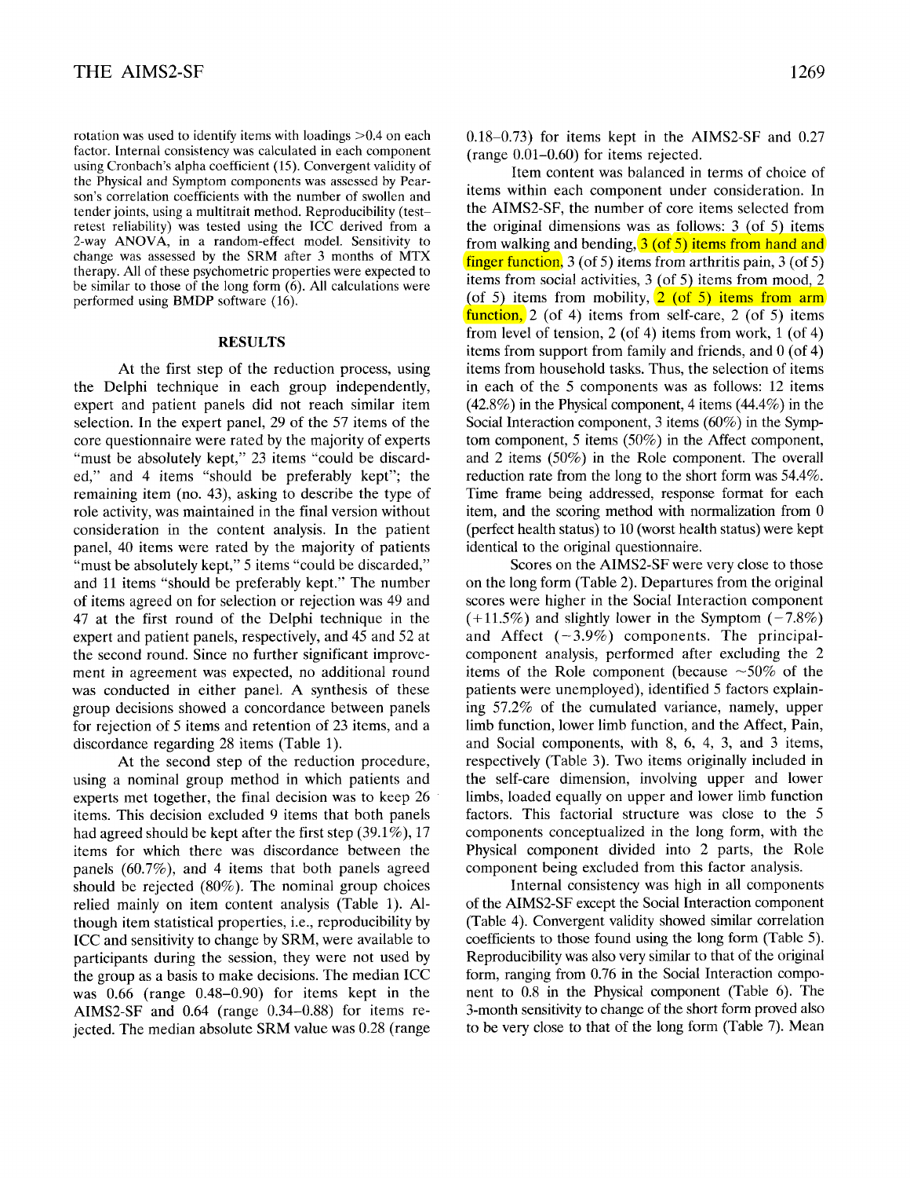rotation was used to identify items with loadings >0.4 on each factor. Internal consistency was calculated in each component using Cronbach's alpha coefficient (15). Convergent validity of the Physical and Symptom components was assessed by Pearson's correlation coefficients with the number of swollen and tender joints, using a multitrait method. Reproducibility (test–retest reliability) was tested using the ICC derived from a 2-way ANOVA, in a random-effect model. Sensitivity to change was assessed by the SRM after 3 months of MTX therapy. All of these psychometric properties were expected to be similar to those of the long form (6). All calculations were performed using BMDP software (16).

## RESULTS

At the first step of the reduction process, using the Delphi technique in each group independently, expert and patient panels did not reach similar item selection. In the expert panel, 29 of the 57 items of the core questionnaire were rated by the majority of experts "must be absolutely kept," 23 items "could be discarded," and 4 items "should be preferably kept"; the remaining item (no. 43), asking to describe the type of role activity, was maintained in the final version without consideration in the content analysis. In the patient panel, 40 items were rated by the majority of patients "must be absolutely kept," 5 items "could be discarded," and 11 items "should be preferably kept." The number of items agreed on for selection or rejection was 49 and 47 at the first round of the Delphi technique in the expert and patient panels, respectively, and 45 and 52 at the second round. Since no further significant improvement in agreement was expected, no additional round was conducted in either panel. A synthesis of these group decisions showed a concordance between panels for rejection of 5 items and retention of 23 items, and a discordance regarding 28 items (Table 1).

At the second step of the reduction procedure, using a nominal group method in which patients and experts met together, the final decision was to keep 26 items. This decision excluded 9 items that both panels had agreed should be kept after the first step (39.1%), 17 items for which there was discordance between the panels (60.7%), and 4 items that both panels agreed should be rejected (80%). The nominal group choices relied mainly on item content analysis (Table 1). Although item statistical properties, i.e., reproducibility by ICC and sensitivity to change by SRM, were available to participants during the session, they were not used by the group as a basis to make decisions. The median ICC was 0.66 (range 0.48–0.90) for items kept in the AIMS2-SF and 0.64 (range 0.34–0.88) for items rejected. The median absolute SRM value was 0.28 (range 0.18–0.73) for items kept in the AIMS2-SF and 0.27 (range 0.01–0.60) for items rejected.

Item content was balanced in terms of choice of items within each component under consideration. In the AIMS2-SF, the number of core items selected from the original dimensions was as follows: 3 (of 5) items from walking and bending, 3 (of 5) items from hand and finger function, 3 (of 5) items from arthritis pain, 3 (of 5) items from social activities, 3 (of 5) items from mood, 2 (of 5) items from mobility, 2 (of 5) items from arm function, 2 (of 4) items from self-care, 2 (of 5) items from level of tension, 2 (of 4) items from work, 1 (of 4) items from support from family and friends, and 0 (of 4) items from household tasks. Thus, the selection of items in each of the 5 components was as follows: 12 items (42.8%) in the Physical component, 4 items (44.4%) in the Social Interaction component, 3 items (60%) in the Symptom component, 5 items (50%) in the Affect component, and 2 items (50%) in the Role component. The overall reduction rate from the long to the short form was 54.4%. Time frame being addressed, response format for each item, and the scoring method with normalization from 0 (perfect health status) to 10 (worst health status) were kept identical to the original questionnaire.

Scores on the AIMS2-SF were very close to those on the long form (Table 2). Departures from the original scores were higher in the Social Interaction component (+11.5%) and slightly lower in the Symptom (−7.8%) and Affect (−3.9%) components. The principal-component analysis, performed after excluding the 2 items of the Role component (because ~50% of the patients were unemployed), identified 5 factors explaining 57.2% of the cumulated variance, namely, upper limb function, lower limb function, and the Affect, Pain, and Social components, with 8, 6, 4, 3, and 3 items, respectively (Table 3). Two items originally included in the self-care dimension, involving upper and lower limbs, loaded equally on upper and lower limb function factors. This factorial structure was close to the 5 components conceptualized in the long form, with the Physical component divided into 2 parts, the Role component being excluded from this factor analysis.

Internal consistency was high in all components of the AIMS2-SF except the Social Interaction component (Table 4). Convergent validity showed similar correlation coefficients to those found using the long form (Table 5). Reproducibility was also very similar to that of the original form, ranging from 0.76 in the Social Interaction component to 0.8 in the Physical component (Table 6). The 3-month sensitivity to change of the short form proved also to be very close to that of the long form (Table 7). Mean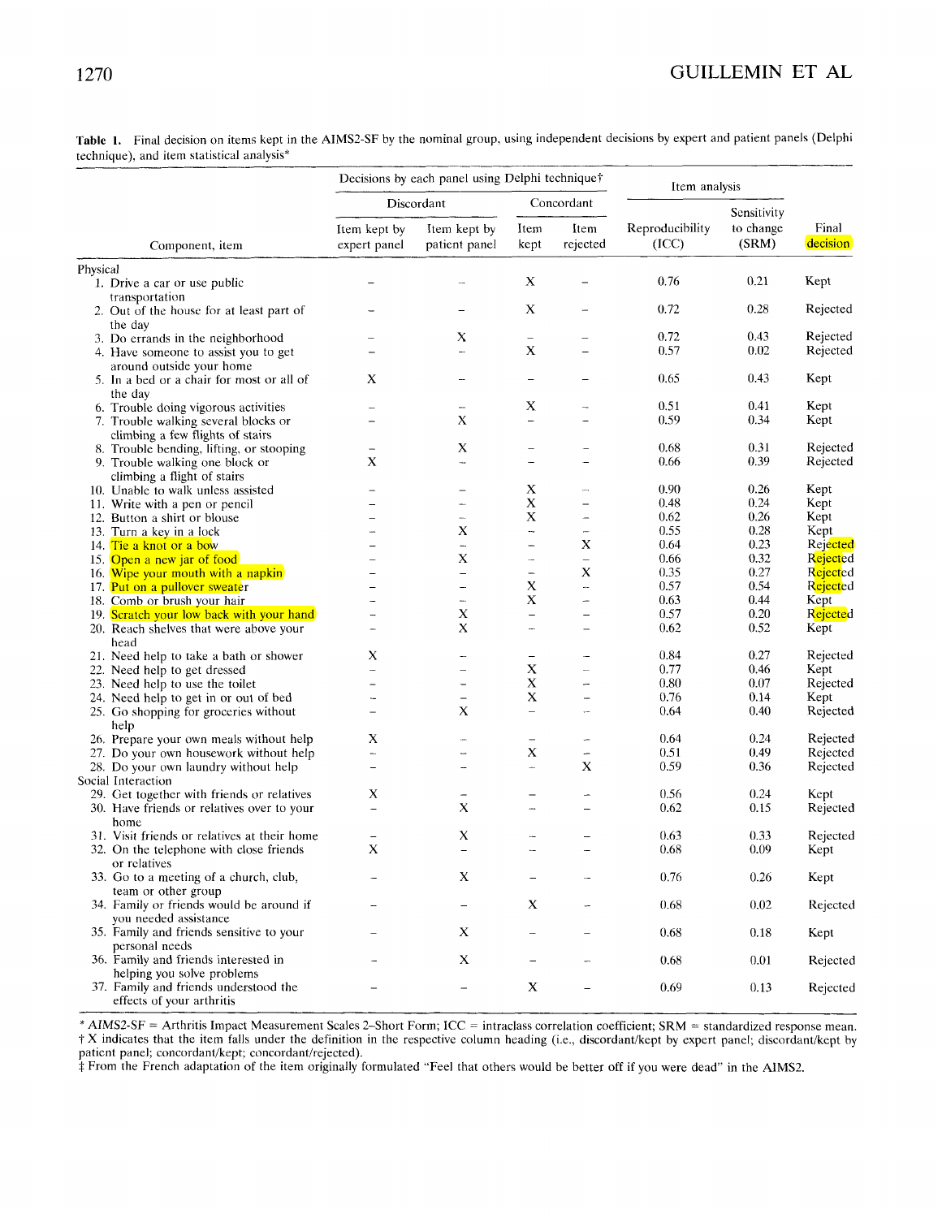**Table 1.** Final decision on items kept in the AIMS2-SF by the nominal group, using independent decisions by expert and patient panels (Delphi technique), and item statistical analysis*

| Component, item | Decisions by each panel using Delphi technique† | | | | Item analysis | | |
|---|---|---|---|---|---|---|---|
| | Discordant | | Concordant | | | | |
| | Item kept by expert panel | Item kept by patient panel | Item kept | Item rejected | Reproducibility (ICC) | Sensitivity to change (SRM) | Final decision |
| Physical | | | | | | | |
| 1. Drive a car or use public transportation | – | – | X | – | 0.76 | 0.21 | Kept |
| 2. Out of the house for at least part of the day | – | – | X | – | 0.72 | 0.28 | Rejected |
| 3. Do errands in the neighborhood | – | X | – | – | 0.72 | 0.43 | Rejected |
| 4. Have someone to assist you to get around outside your home | – | – | X | – | 0.57 | 0.02 | Rejected |
| 5. In a bed or a chair for most or all of the day | X | – | – | – | 0.65 | 0.43 | Kept |
| 6. Trouble doing vigorous activities | – | – | X | – | 0.51 | 0.41 | Kept |
| 7. Trouble walking several blocks or climbing a few flights of stairs | – | X | – | – | 0.59 | 0.34 | Kept |
| 8. Trouble bending, lifting, or stooping | – | X | – | – | 0.68 | 0.31 | Rejected |
| 9. Trouble walking one block or climbing a flight of stairs | X | – | – | – | 0.66 | 0.39 | Rejected |
| 10. Unable to walk unless assisted | – | – | X | – | 0.90 | 0.26 | Kept |
| 11. Write with a pen or pencil | – | – | X | – | 0.48 | 0.24 | Kept |
| 12. Button a shirt or blouse | – | – | X | – | 0.62 | 0.26 | Kept |
| 13. Turn a key in a lock | – | X | – | – | 0.55 | 0.28 | Kept |
| 14. Tie a knot or a bow | – | – | – | X | 0.64 | 0.23 | Rejected |
| 15. Open a new jar of food | – | X | – | – | 0.66 | 0.32 | Rejected |
| 16. Wipe your mouth with a napkin | – | – | – | X | 0.35 | 0.27 | Rejected |
| 17. Put on a pullover sweater | – | – | X | – | 0.57 | 0.54 | Rejected |
| 18. Comb or brush your hair | – | – | X | – | 0.63 | 0.44 | Kept |
| 19. Scratch your low back with your hand | – | X | – | – | 0.57 | 0.20 | Rejected |
| 20. Reach shelves that were above your head | – | X | – | – | 0.62 | 0.52 | Kept |
| 21. Need help to take a bath or shower | X | – | – | – | 0.84 | 0.27 | Rejected |
| 22. Need help to get dressed | – | – | X | – | 0.77 | 0.46 | Kept |
| 23. Need help to use the toilet | – | – | X | – | 0.80 | 0.07 | Rejected |
| 24. Need help to get in or out of bed | – | – | X | – | 0.76 | 0.14 | Kept |
| 25. Go shopping for groceries without help | – | X | – | – | 0.64 | 0.40 | Rejected |
| 26. Prepare your own meals without help | X | – | – | – | 0.64 | 0.24 | Rejected |
| 27. Do your own housework without help | – | – | X | – | 0.51 | 0.49 | Rejected |
| 28. Do your own laundry without help | – | – | – | X | 0.59 | 0.36 | Rejected |
| Social Interaction | | | | | | | |
| 29. Get together with friends or relatives | X | – | – | – | 0.56 | 0.24 | Kept |
| 30. Have friends or relatives over to your home | – | X | – | – | 0.62 | 0.15 | Rejected |
| 31. Visit friends or relatives at their home | – | X | – | – | 0.63 | 0.33 | Rejected |
| 32. On the telephone with close friends or relatives | X | – | – | – | 0.68 | 0.09 | Kept |
| 33. Go to a meeting of a church, club, team or other group | – | X | – | – | 0.76 | 0.26 | Kept |
| 34. Family or friends would be around if you needed assistance | – | – | X | – | 0.68 | 0.02 | Rejected |
| 35. Family and friends sensitive to your personal needs | – | X | – | – | 0.68 | 0.18 | Kept |
| 36. Family and friends interested in helping you solve problems | – | X | – | – | 0.68 | 0.01 | Rejected |
| 37. Family and friends understood the effects of your arthritis | – | – | X | – | 0.69 | 0.13 | Rejected |

\* AIMS2-SF = Arthritis Impact Measurement Scales 2–Short Form; ICC = intraclass correlation coefficient; SRM = standardized response mean.
† X indicates that the item falls under the definition in the respective column heading (i.e., discordant/kept by expert panel; discordant/kept by patient panel; concordant/kept; concordant/rejected).
‡ From the French adaptation of the item originally formulated "Feel that others would be better off if you were dead" in the AIMS2.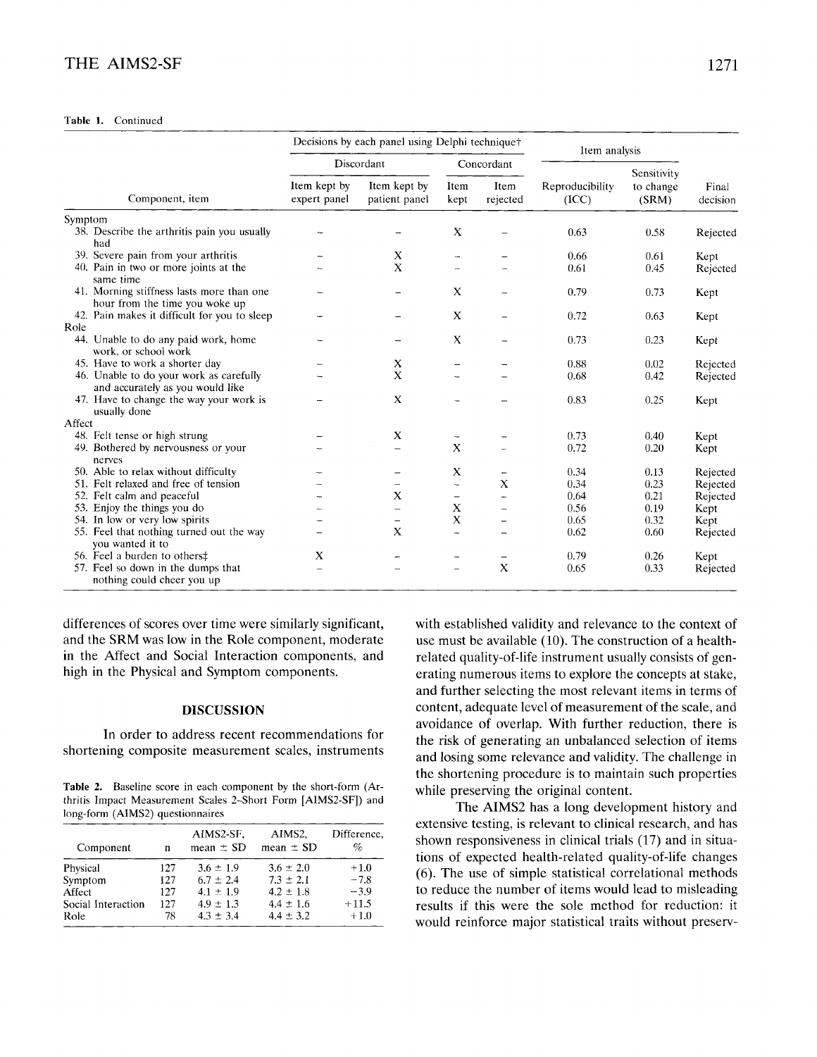**Table 1.** Continued

| Component, item | Decisions by each panel using Delphi technique† | | | | Item analysis | | |
|---|---|---|---|---|---|---|---|
| | Discordant | | Concordant | | | | |
| | Item kept by expert panel | Item kept by patient panel | Item kept | Item rejected | Reproducibility (ICC) | Sensitivity to change (SRM) | Final decision |
| Symptom | | | | | | | |
| 38. Describe the arthritis pain you usually had | – | – | X | – | 0.63 | 0.58 | Rejected |
| 39. Severe pain from your arthritis | – | X | – | – | 0.66 | 0.61 | Kept |
| 40. Pain in two or more joints at the same time | – | X | – | – | 0.61 | 0.45 | Rejected |
| 41. Morning stiffness lasts more than one hour from the time you woke up | – | – | X | – | 0.79 | 0.73 | Kept |
| 42. Pain makes it difficult for you to sleep | – | – | X | – | 0.72 | 0.63 | Kept |
| Role | | | | | | | |
| 44. Unable to do any paid work, home work, or school work | – | – | X | – | 0.73 | 0.23 | Kept |
| 45. Have to work a shorter day | – | X | – | – | 0.88 | 0.02 | Rejected |
| 46. Unable to do your work as carefully and accurately as you would like | – | X | – | – | 0.68 | 0.42 | Rejected |
| 47. Have to change the way your work is usually done | – | X | – | – | 0.83 | 0.25 | Kept |
| Affect | | | | | | | |
| 48. Felt tense or high strung | – | X | – | – | 0.73 | 0.40 | Kept |
| 49. Bothered by nervousness or your nerves | – | – | X | – | 0.72 | 0.20 | Kept |
| 50. Able to relax without difficulty | – | – | X | – | 0.34 | 0.13 | Rejected |
| 51. Felt relaxed and free of tension | – | – | – | X | 0.34 | 0.23 | Rejected |
| 52. Felt calm and peaceful | – | X | – | – | 0.64 | 0.21 | Rejected |
| 53. Enjoy the things you do | – | – | X | – | 0.56 | 0.19 | Kept |
| 54. In low or very low spirits | – | – | X | – | 0.65 | 0.32 | Kept |
| 55. Feel that nothing turned out the way you wanted it to | – | X | – | – | 0.62 | 0.60 | Rejected |
| 56. Feel a burden to others‡ | X | – | – | – | 0.79 | 0.26 | Kept |
| 57. Feel so down in the dumps that nothing could cheer you up | – | – | – | X | 0.65 | 0.33 | Rejected |

differences of scores over time were similarly significant, and the SRM was low in the Role component, moderate in the Affect and Social Interaction components, and high in the Physical and Symptom components.

## DISCUSSION

In order to address recent recommendations for shortening composite measurement scales, instruments with established validity and relevance to the context of use must be available (10). The construction of a health-related quality-of-life instrument usually consists of generating numerous items to explore the concepts at stake, and further selecting the most relevant items in terms of content, adequate level of measurement of the scale, and avoidance of overlap. With further reduction, there is the risk of generating an unbalanced selection of items and losing some relevance and validity. The challenge in the shortening procedure is to maintain such properties while preserving the original content.

**Table 2.** Baseline score in each component by the short-form (Arthritis Impact Measurement Scales 2–Short Form [AIMS2-SF]) and long-form (AIMS2) questionnaires

| Component | n | AIMS2-SF, mean ± SD | AIMS2, mean ± SD | Difference, % |
|---|---|---|---|---|
| Physical | 127 | 3.6 ± 1.9 | 3.6 ± 2.0 | +1.0 |
| Symptom | 127 | 6.7 ± 2.4 | 7.3 ± 2.1 | −7.8 |
| Affect | 127 | 4.1 ± 1.9 | 4.2 ± 1.8 | −3.9 |
| Social Interaction | 127 | 4.9 ± 1.3 | 4.4 ± 1.6 | +11.5 |
| Role | 78 | 4.3 ± 3.4 | 4.4 ± 3.2 | +1.0 |

The AIMS2 has a long development history and extensive testing, is relevant to clinical research, and has shown responsiveness in clinical trials (17) and in situations of expected health-related quality-of-life changes (6). The use of simple statistical correlational methods to reduce the number of items would lead to misleading results if this were the sole method for reduction: it would reinforce major statistical traits without preserv-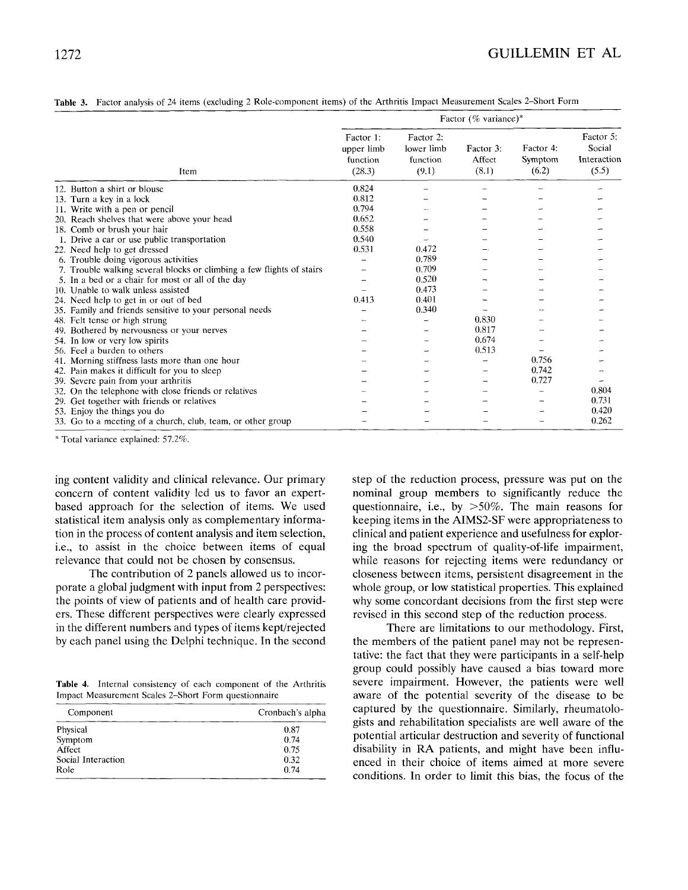**Table 3.** Factor analysis of 24 items (excluding 2 Role-component items) of the Arthritis Impact Measurement Scales 2–Short Form

| Item | Factor (% variance)* | | | | |
|---|---|---|---|---|---|
| | Factor 1: upper limb function (28.3) | Factor 2: lower limb function (9.1) | Factor 3: Affect (8.1) | Factor 4: Symptom (6.2) | Factor 5: Social Interaction (5.5) |
| 12. Button a shirt or blouse | 0.824 | – | – | – | – |
| 13. Turn a key in a lock | 0.812 | – | – | – | – |
| 11. Write with a pen or pencil | 0.794 | – | – | – | – |
| 20. Reach shelves that were above your head | 0.652 | – | – | – | – |
| 18. Comb or brush your hair | 0.558 | – | – | – | – |
| 1. Drive a car or use public transportation | 0.540 | – | – | – | – |
| 22. Need help to get dressed | 0.531 | 0.472 | – | – | – |
| 6. Trouble doing vigorous activities | – | 0.789 | – | – | – |
| 7. Trouble walking several blocks or climbing a few flights of stairs | – | 0.709 | – | – | – |
| 5. In a bed or a chair for most or all of the day | – | 0.520 | – | – | – |
| 10. Unable to walk unless assisted | – | 0.473 | – | – | – |
| 24. Need help to get in or out of bed | 0.413 | 0.401 | – | – | – |
| 35. Family and friends sensitive to your personal needs | – | 0.340 | – | – | – |
| 48. Felt tense or high strung | – | – | 0.830 | – | – |
| 49. Bothered by nervousness or your nerves | – | – | 0.817 | – | – |
| 54. In low or very low spirits | – | – | 0.674 | – | – |
| 56. Feel a burden to others | – | – | 0.513 | – | – |
| 41. Morning stiffness lasts more than one hour | – | – | – | 0.756 | – |
| 42. Pain makes it difficult for you to sleep | – | – | – | 0.742 | – |
| 39. Severe pain from your arthritis | – | – | – | 0.727 | – |
| 32. On the telephone with close friends or relatives | – | – | – | – | 0.804 |
| 29. Get together with friends or relatives | – | – | – | – | 0.731 |
| 53. Enjoy the things you do | – | – | – | – | 0.420 |
| 33. Go to a meeting of a church, club, team, or other group | – | – | – | – | 0.262 |

\* Total variance explained: 57.2%.

ing content validity and clinical relevance. Our primary concern of content validity led us to favor an expert-based approach for the selection of items. We used statistical item analysis only as complementary information in the process of content analysis and item selection, i.e., to assist in the choice between items of equal relevance that could not be chosen by consensus.

The contribution of 2 panels allowed us to incorporate a global judgment with input from 2 perspectives: the points of view of patients and of health care providers. These different perspectives were clearly expressed in the different numbers and types of items kept/rejected by each panel using the Delphi technique. In the second step of the reduction process, pressure was put on the nominal group members to significantly reduce the questionnaire, i.e., by >50%. The main reasons for keeping items in the AIMS2-SF were appropriateness to clinical and patient experience and usefulness for exploring the broad spectrum of quality-of-life impairment, while reasons for rejecting items were redundancy or closeness between items, persistent disagreement in the whole group, or low statistical properties. This explained why some concordant decisions from the first step were revised in this second step of the reduction process.

**Table 4.** Internal consistency of each component of the Arthritis Impact Measurement Scales 2–Short Form questionnaire

| Component | Cronbach's alpha |
|---|---|
| Physical | 0.87 |
| Symptom | 0.74 |
| Affect | 0.75 |
| Social Interaction | 0.32 |
| Role | 0.74 |

There are limitations to our methodology. First, the members of the patient panel may not be representative: the fact that they were participants in a self-help group could possibly have caused a bias toward more severe impairment. However, the patients were well aware of the potential severity of the disease to be captured by the questionnaire. Similarly, rheumatologists and rehabilitation specialists are well aware of the potential articular destruction and severity of functional disability in RA patients, and might have been influenced in their choice of items aimed at more severe conditions. In order to limit this bias, the focus of the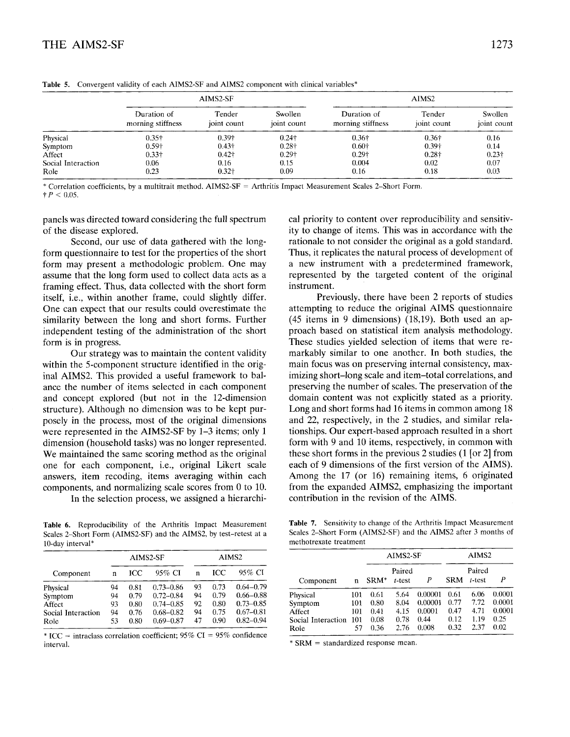**Table 5.** Convergent validity of each AIMS2-SF and AIMS2 component with clinical variables*

| | AIMS2-SF | | | AIMS2 | | |
|---|---|---|---|---|---|---|
| | Duration of morning stiffness | Tender joint count | Swollen joint count | Duration of morning stiffness | Tender joint count | Swollen joint count |
| Physical | 0.35† | 0.39† | 0.24† | 0.36† | 0.36† | 0.16 |
| Symptom | 0.59† | 0.43† | 0.28† | 0.60† | 0.39† | 0.14 |
| Affect | 0.33† | 0.42† | 0.29† | 0.29† | 0.28† | 0.23† |
| Social Interaction | 0.06 | 0.16 | 0.15 | 0.004 | 0.02 | 0.07 |
| Role | 0.23 | 0.32† | 0.09 | 0.16 | 0.18 | 0.03 |

* Correlation coefficients, by a multitrait method. AIMS2-SF = Arthritis Impact Measurement Scales 2–Short Form.
† $P < 0.05$.

panels was directed toward considering the full spectrum of the disease explored.

Second, our use of data gathered with the long-form questionnaire to test for the properties of the short form may present a methodologic problem. One may assume that the long form used to collect data acts as a framing effect. Thus, data collected with the short form itself, i.e., within another frame, could slightly differ. One can expect that our results could overestimate the similarity between the long and short forms. Further independent testing of the administration of the short form is in progress.

Our strategy was to maintain the content validity within the 5-component structure identified in the original AIMS2. This provided a useful framework to balance the number of items selected in each component and concept explored (but not in the 12-dimension structure). Although no dimension was to be kept purposely in the process, most of the original dimensions were represented in the AIMS2-SF by 1–3 items; only 1 dimension (household tasks) was no longer represented. We maintained the same scoring method as the original one for each component, i.e., original Likert scale answers, item recoding, items averaging within each components, and normalizing scale scores from 0 to 10.

In the selection process, we assigned a hierarchical priority to content over reproducibility and sensitivity to change of items. This was in accordance with the rationale to not consider the original as a gold standard. Thus, it replicates the natural process of development of a new instrument with a predetermined framework, represented by the targeted content of the original instrument.

Previously, there have been 2 reports of studies attempting to reduce the original AIMS questionnaire (45 items in 9 dimensions) (18,19). Both used an approach based on statistical item analysis methodology. These studies yielded selection of items that were remarkably similar to one another. In both studies, the main focus was on preserving internal consistency, maximizing short–long scale and item–total correlations, and preserving the number of scales. The preservation of the domain content was not explicitly stated as a priority. Long and short forms had 16 items in common among 18 and 22, respectively, in the 2 studies, and similar relationships. Our expert-based approach resulted in a short form with 9 and 10 items, respectively, in common with these short forms in the previous 2 studies (1 [or 2] from each of 9 dimensions of the first version of the AIMS). Among the 17 (or 16) remaining items, 6 originated from the expanded AIMS2, emphasizing the important contribution in the revision of the AIMS.

**Table 6.** Reproducibility of the Arthritis Impact Measurement Scales 2–Short Form (AIMS2-SF) and the AIMS2, by test–retest at a 10-day interval*

| | AIMS2-SF | | | AIMS2 | | |
|---|---|---|---|---|---|---|
| Component | n | ICC | 95% CI | n | ICC | 95% CI |
| Physical | 94 | 0.81 | 0.73–0.86 | 93 | 0.73 | 0.64–0.79 |
| Symptom | 94 | 0.79 | 0.72–0.84 | 94 | 0.79 | 0.66–0.88 |
| Affect | 93 | 0.80 | 0.74–0.85 | 92 | 0.80 | 0.73–0.85 |
| Social Interaction | 94 | 0.76 | 0.68–0.82 | 94 | 0.75 | 0.67–0.81 |
| Role | 53 | 0.80 | 0.69–0.87 | 47 | 0.90 | 0.82–0.94 |

* ICC = intraclass correlation coefficient; 95% CI = 95% confidence interval.

**Table 7.** Sensitivity to change of the Arthritis Impact Measurement Scales 2–Short Form (AIMS2-SF) and the AIMS2 after 3 months of methotrexate treatment

| | | AIMS2-SF | | | AIMS2 | | |
|---|---|---|---|---|---|---|---|
| Component | n | SRM* | Paired $t$-test | $P$ | SRM | Paired $t$-test | $P$ |
| Physical | 101 | 0.61 | 5.64 | 0.00001 | 0.61 | 6.06 | 0.0001 |
| Symptom | 101 | 0.80 | 8.04 | 0.00001 | 0.77 | 7.72 | 0.0001 |
| Affect | 101 | 0.41 | 4.15 | 0.0001 | 0.47 | 4.71 | 0.0001 |
| Social Interaction | 101 | 0.08 | 0.78 | 0.44 | 0.12 | 1.19 | 0.25 |
| Role | 57 | 0.36 | 2.76 | 0.008 | 0.32 | 2.37 | 0.02 |

* SRM = standardized response mean.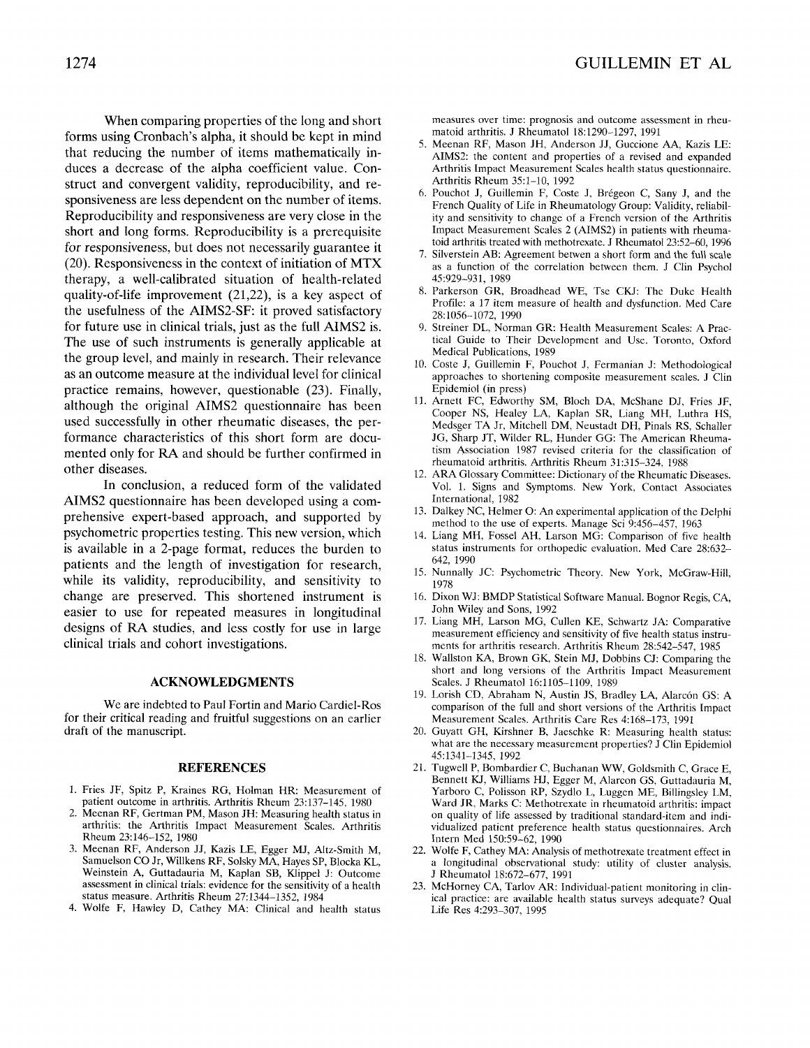When comparing properties of the long and short forms using Cronbach's alpha, it should be kept in mind that reducing the number of items mathematically induces a decrease of the alpha coefficient value. Construct and convergent validity, reproducibility, and responsiveness are less dependent on the number of items. Reproducibility and responsiveness are very close in the short and long forms. Reproducibility is a prerequisite for responsiveness, but does not necessarily guarantee it (20). Responsiveness in the context of initiation of MTX therapy, a well-calibrated situation of health-related quality-of-life improvement (21,22), is a key aspect of the usefulness of the AIMS2-SF: it proved satisfactory for future use in clinical trials, just as the full AIMS2 is. The use of such instruments is generally applicable at the group level, and mainly in research. Their relevance as an outcome measure at the individual level for clinical practice remains, however, questionable (23). Finally, although the original AIMS2 questionnaire has been used successfully in other rheumatic diseases, the performance characteristics of this short form are documented only for RA and should be further confirmed in other diseases.

In conclusion, a reduced form of the validated AIMS2 questionnaire has been developed using a comprehensive expert-based approach, and supported by psychometric properties testing. This new version, which is available in a 2-page format, reduces the burden to patients and the length of investigation for research, while its validity, reproducibility, and sensitivity to change are preserved. This shortened instrument is easier to use for repeated measures in longitudinal designs of RA studies, and less costly for use in large clinical trials and cohort investigations.

## ACKNOWLEDGMENTS

We are indebted to Paul Fortin and Mario Cardiel-Ros for their critical reading and fruitful suggestions on an earlier draft of the manuscript.

## REFERENCES

1. Fries JF, Spitz P, Kraines RG, Holman HR: Measurement of patient outcome in arthritis. Arthritis Rheum 23:137–145, 1980
2. Meenan RF, Gertman PM, Mason JH: Measuring health status in arthritis: the Arthritis Impact Measurement Scales. Arthritis Rheum 23:146–152, 1980
3. Meenan RF, Anderson JJ, Kazis LE, Egger MJ, Altz-Smith M, Samuelson CO Jr, Willkens RF, Solsky MA, Hayes SP, Blocka KL, Weinstein A, Guttadauria M, Kaplan SB, Klippel J: Outcome assessment in clinical trials: evidence for the sensitivity of a health status measure. Arthritis Rheum 27:1344–1352, 1984
4. Wolfe F, Hawley D, Cathey MA: Clinical and health status measures over time: prognosis and outcome assessment in rheumatoid arthritis. J Rheumatol 18:1290–1297, 1991
5. Meenan RF, Mason JH, Anderson JJ, Guccione AA, Kazis LE: AIMS2: the content and properties of a revised and expanded Arthritis Impact Measurement Scales health status questionnaire. Arthritis Rheum 35:1–10, 1992
6. Pouchot J, Guillemin F, Coste J, Brégeon C, Sany J, and the French Quality of Life in Rheumatology Group: Validity, reliability and sensitivity to change of a French version of the Arthritis Impact Measurement Scales 2 (AIMS2) in patients with rheumatoid arthritis treated with methotrexate. J Rheumatol 23:52–60, 1996
7. Silverstein AB: Agreement betwen a short form and the full scale as a function of the correlation between them. J Clin Psychol 45:929–931, 1989
8. Parkerson GR, Broadhead WE, Tse CKJ: The Duke Health Profile: a 17 item measure of health and dysfunction. Med Care 28:1056–1072, 1990
9. Streiner DL, Norman GR: Health Measurement Scales: A Practical Guide to Their Development and Use. Toronto, Oxford Medical Publications, 1989
10. Coste J, Guillemin F, Pouchot J, Fermanian J: Methodological approaches to shortening composite measurement scales. J Clin Epidemiol (in press)
11. Arnett FC, Edworthy SM, Bloch DA, McShane DJ, Fries JF, Cooper NS, Healey LA, Kaplan SR, Liang MH, Luthra HS, Medsger TA Jr, Mitchell DM, Neustadt DH, Pinals RS, Schaller JG, Sharp JT, Wilder RL, Hunder GG: The American Rheumatism Association 1987 revised criteria for the classification of rheumatoid arthritis. Arthritis Rheum 31:315–324, 1988
12. ARA Glossary Committee: Dictionary of the Rheumatic Diseases. Vol. 1. Signs and Symptoms. New York, Contact Associates International, 1982
13. Dalkey NC, Helmer O: An experimental application of the Delphi method to the use of experts. Manage Sci 9:456–457, 1963
14. Liang MH, Fossel AH, Larson MG: Comparison of five health status instruments for orthopedic evaluation. Med Care 28:632–642, 1990
15. Nunnally JC: Psychometric Theory. New York, McGraw-Hill, 1978
16. Dixon WJ: BMDP Statistical Software Manual. Bognor Regis, CA, John Wiley and Sons, 1992
17. Liang MH, Larson MG, Cullen KE, Schwartz JA: Comparative measurement efficiency and sensitivity of five health status instruments for arthritis research. Arthritis Rheum 28:542–547, 1985
18. Wallston KA, Brown GK, Stein MJ, Dobbins CJ: Comparing the short and long versions of the Arthritis Impact Measurement Scales. J Rheumatol 16:1105–1109, 1989
19. Lorish CD, Abraham N, Austin JS, Bradley LA, Alarcón GS: A comparison of the full and short versions of the Arthritis Impact Measurement Scales. Arthritis Care Res 4:168–173, 1991
20. Guyatt GH, Kirshner B, Jaeschke R: Measuring health status: what are the necessary measurement properties? J Clin Epidemiol 45:1341–1345, 1992
21. Tugwell P, Bombardier C, Buchanan WW, Goldsmith C, Grace E, Bennett KJ, Williams HJ, Egger M, Alarcon GS, Guttadauria M, Yarboro C, Polisson RP, Szydlo L, Luggen ME, Billingsley LM, Ward JR, Marks C: Methotrexate in rheumatoid arthritis: impact on quality of life assessed by traditional standard-item and individualized patient preference health status questionnaires. Arch Intern Med 150:59–62, 1990
22. Wolfe F, Cathey MA: Analysis of methotrexate treatment effect in a longitudinal observational study: utility of cluster analysis. J Rheumatol 18:672–677, 1991
23. McHorney CA, Tarlov AR: Individual-patient monitoring in clinical practice: are available health status surveys adequate? Qual Life Res 4:293–307, 1995